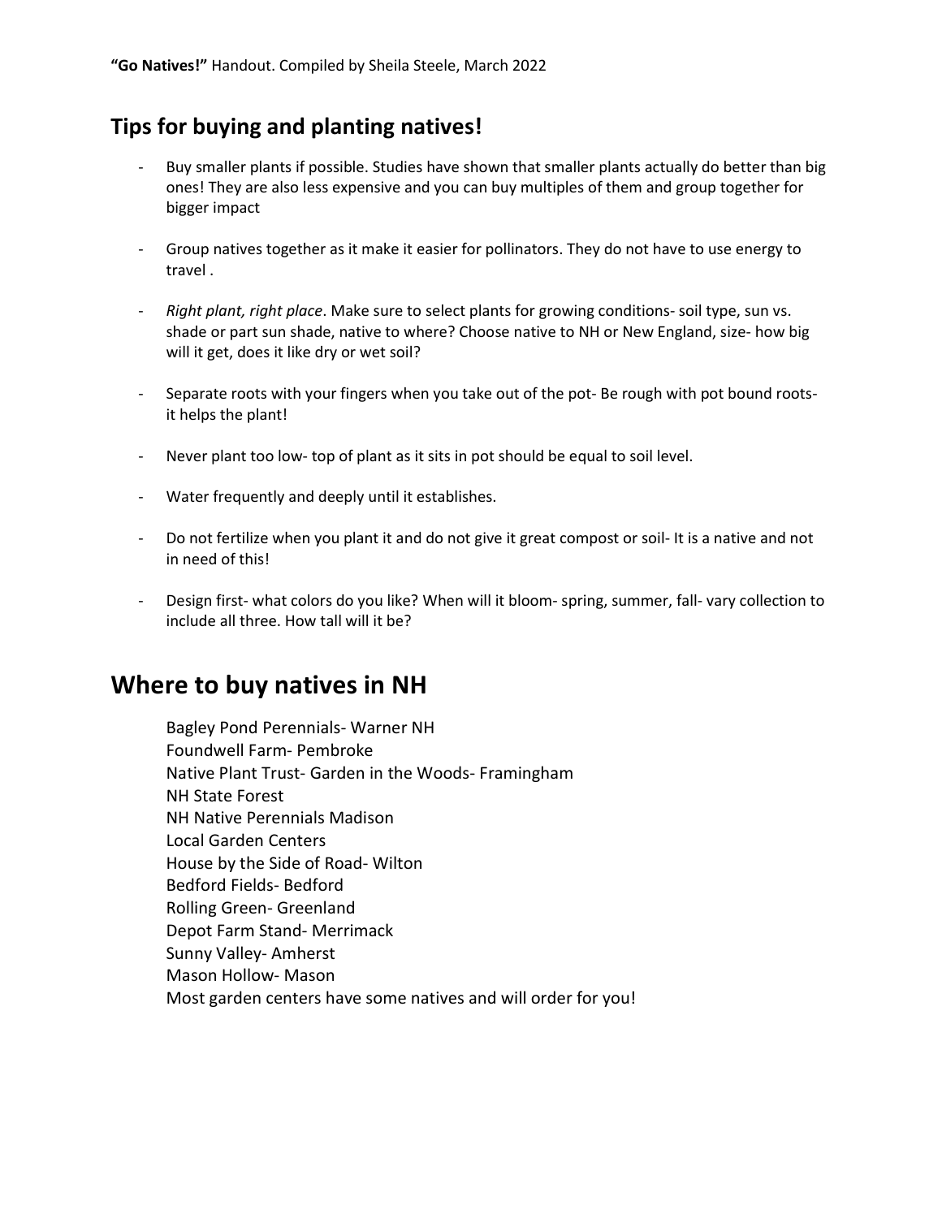**"Go Natives!"** Handout. Compiled by Sheila Steele, March 2022

## Tips for buying and planting natives!

- Buy smaller plants if possible. Studies have shown that smaller plants actually do better than big ones! They are also less expensive and you can buy multiples of them and group together for bigger impact
- Group natives together as it make it easier for pollinators. They do not have to use energy to travel .
- *Right plant, right place*. Make sure to select plants for growing conditions- soil type, sun vs. shade or part sun shade, native to where? Choose native to NH or New England, size- how big will it get, does it like dry or wet soil?
- Separate roots with your fingers when you take out of the pot- Be rough with pot bound roots- it helps the plant!
- Never plant too low- top of plant as it sits in pot should be equal to soil level.
- Water frequently and deeply until it establishes.
- Do not fertilize when you plant it and do not give it great compost or soil- It is a native and not in need of this!
- Design first- what colors do you like? When will it bloom- spring, summer, fall- vary collection to include all three. How tall will it be?

# Where to buy natives in NH

Bagley Pond Perennials- Warner NH
Foundwell Farm- Pembroke
Native Plant Trust- Garden in the Woods- Framingham
NH State Forest
NH Native Perennials Madison
Local Garden Centers
House by the Side of Road- Wilton
Bedford Fields- Bedford
Rolling Green- Greenland
Depot Farm Stand- Merrimack
Sunny Valley- Amherst
Mason Hollow- Mason
Most garden centers have some natives and will order for you!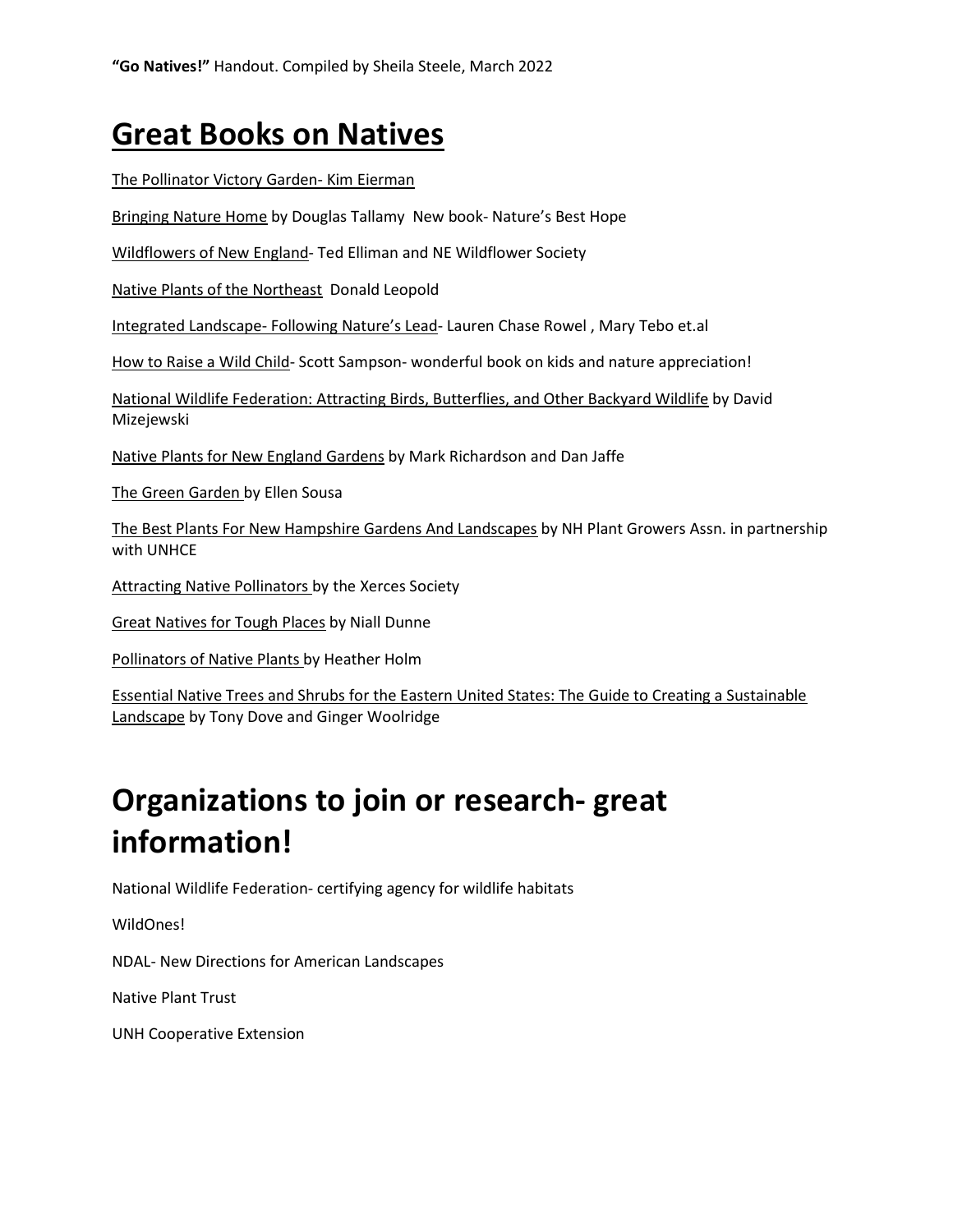**"Go Natives!"** Handout. Compiled by Sheila Steele, March 2022

# Great Books on Natives

The Pollinator Victory Garden- Kim Eierman

Bringing Nature Home by Douglas Tallamy  New book- Nature's Best Hope

Wildflowers of New England- Ted Elliman and NE Wildflower Society

Native Plants of the Northeast  Donald Leopold

Integrated Landscape- Following Nature's Lead- Lauren Chase Rowel , Mary Tebo et.al

How to Raise a Wild Child- Scott Sampson- wonderful book on kids and nature appreciation!

National Wildlife Federation: Attracting Birds, Butterflies, and Other Backyard Wildlife by David Mizejewski

Native Plants for New England Gardens by Mark Richardson and Dan Jaffe

The Green Garden by Ellen Sousa

The Best Plants For New Hampshire Gardens And Landscapes by NH Plant Growers Assn. in partnership with UNHCE

Attracting Native Pollinators by the Xerces Society

Great Natives for Tough Places by Niall Dunne

Pollinators of Native Plants by Heather Holm

Essential Native Trees and Shrubs for the Eastern United States: The Guide to Creating a Sustainable Landscape by Tony Dove and Ginger Woolridge

# Organizations to join or research- great information!

National Wildlife Federation- certifying agency for wildlife habitats

WildOnes!

NDAL- New Directions for American Landscapes

Native Plant Trust

UNH Cooperative Extension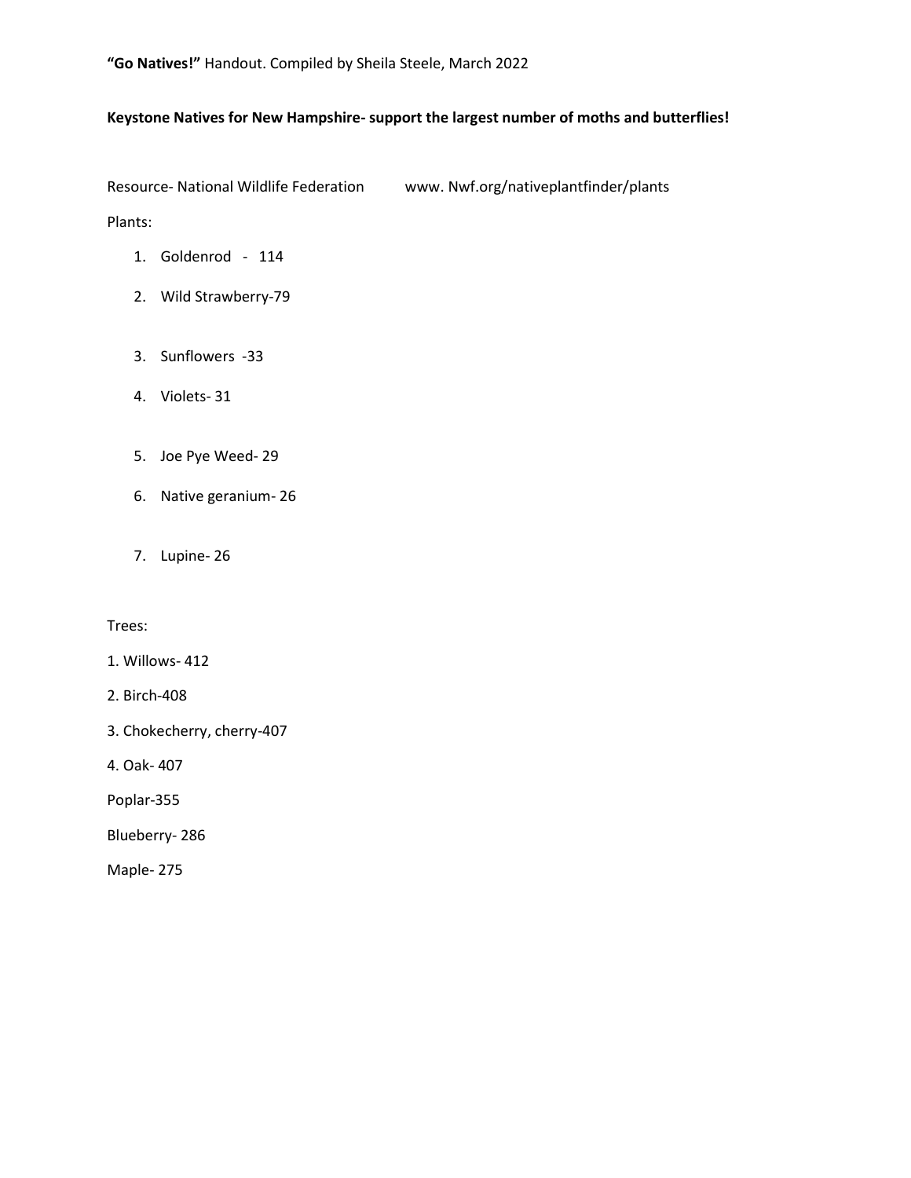**"Go Natives!"** Handout. Compiled by Sheila Steele, March 2022

**Keystone Natives for New Hampshire- support the largest number of moths and butterflies!**

Resource- National Wildlife Federation www. Nwf.org/nativeplantfinder/plants

Plants:

1. Goldenrod - 114
2. Wild Strawberry-79
3. Sunflowers -33
4. Violets- 31
5. Joe Pye Weed- 29
6. Native geranium- 26
7. Lupine- 26

Trees:

1. Willows- 412

2. Birch-408

3. Chokecherry, cherry-407

4. Oak- 407

Poplar-355

Blueberry- 286

Maple- 275